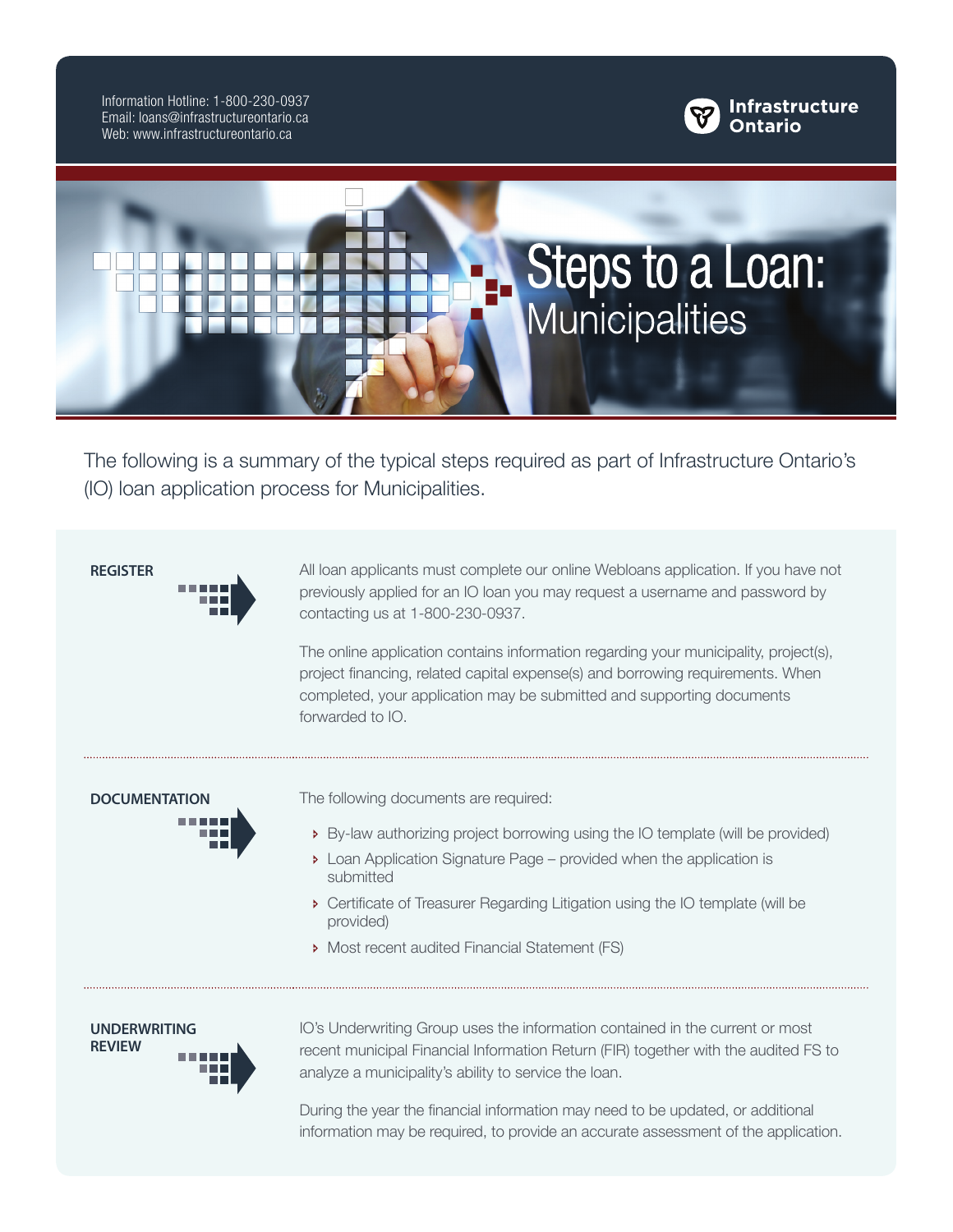Information Hotline: 1-800-230-0937
Email: loans@infrastructureontario.ca
Web: www.infrastructureontario.ca

**Infrastructure Ontario**

# Steps to a Loan: Municipalities

The following is a summary of the typical steps required as part of Infrastructure Ontario's (IO) loan application process for Municipalities.

## REGISTER

All loan applicants must complete our online Webloans application. If you have not previously applied for an IO loan you may request a username and password by contacting us at 1-800-230-0937.

The online application contains information regarding your municipality, project(s), project financing, related capital expense(s) and borrowing requirements. When completed, your application may be submitted and supporting documents forwarded to IO.

## DOCUMENTATION

The following documents are required:

- By-law authorizing project borrowing using the IO template (will be provided)
- Loan Application Signature Page – provided when the application is submitted
- Certificate of Treasurer Regarding Litigation using the IO template (will be provided)
- Most recent audited Financial Statement (FS)

## UNDERWRITING REVIEW

IO's Underwriting Group uses the information contained in the current or most recent municipal Financial Information Return (FIR) together with the audited FS to analyze a municipality's ability to service the loan.

During the year the financial information may need to be updated, or additional information may be required, to provide an accurate assessment of the application.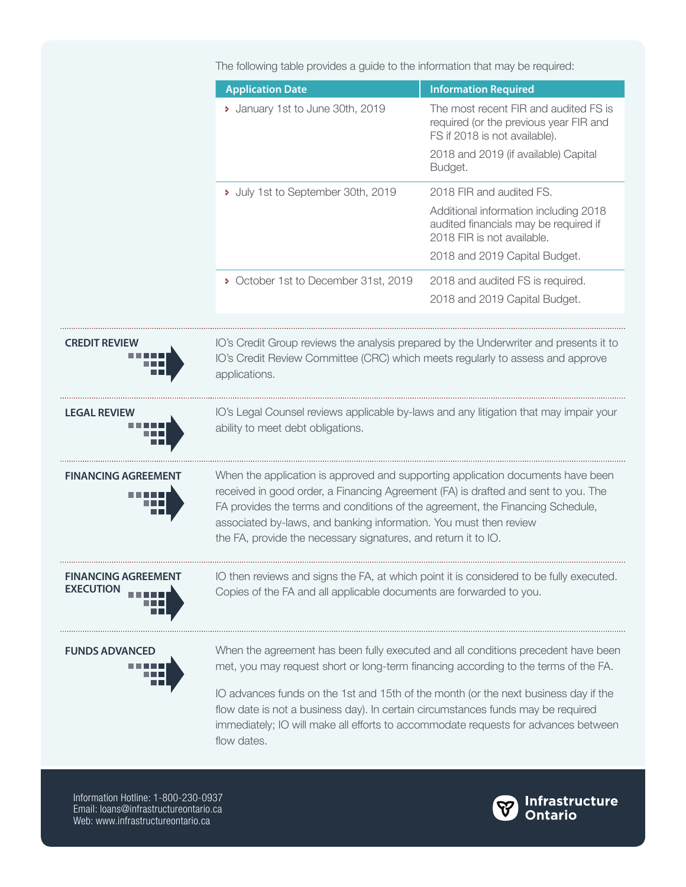The following table provides a guide to the information that may be required:

| Application Date | Information Required |
| --- | --- |
| January 1st to June 30th, 2019 | The most recent FIR and audited FS is required (or the previous year FIR and FS if 2018 is not available).<br>2018 and 2019 (if available) Capital Budget. |
| July 1st to September 30th, 2019 | 2018 FIR and audited FS.<br>Additional information including 2018 audited financials may be required if 2018 FIR is not available.<br>2018 and 2019 Capital Budget. |
| October 1st to December 31st, 2019 | 2018 and audited FS is required.<br>2018 and 2019 Capital Budget. |

**CREDIT REVIEW**

IO's Credit Group reviews the analysis prepared by the Underwriter and presents it to IO's Credit Review Committee (CRC) which meets regularly to assess and approve applications.

**LEGAL REVIEW**

IO's Legal Counsel reviews applicable by-laws and any litigation that may impair your ability to meet debt obligations.

**FINANCING AGREEMENT**

When the application is approved and supporting application documents have been received in good order, a Financing Agreement (FA) is drafted and sent to you. The FA provides the terms and conditions of the agreement, the Financing Schedule, associated by-laws, and banking information. You must then review the FA, provide the necessary signatures, and return it to IO.

**FINANCING AGREEMENT EXECUTION**

IO then reviews and signs the FA, at which point it is considered to be fully executed. Copies of the FA and all applicable documents are forwarded to you.

**FUNDS ADVANCED**

When the agreement has been fully executed and all conditions precedent have been met, you may request short or long-term financing according to the terms of the FA.

IO advances funds on the 1st and 15th of the month (or the next business day if the flow date is not a business day). In certain circumstances funds may be required immediately; IO will make all efforts to accommodate requests for advances between flow dates.

Information Hotline: 1-800-230-0937
Email: loans@infrastructureontario.ca
Web: www.infrastructureontario.ca

Infrastructure Ontario